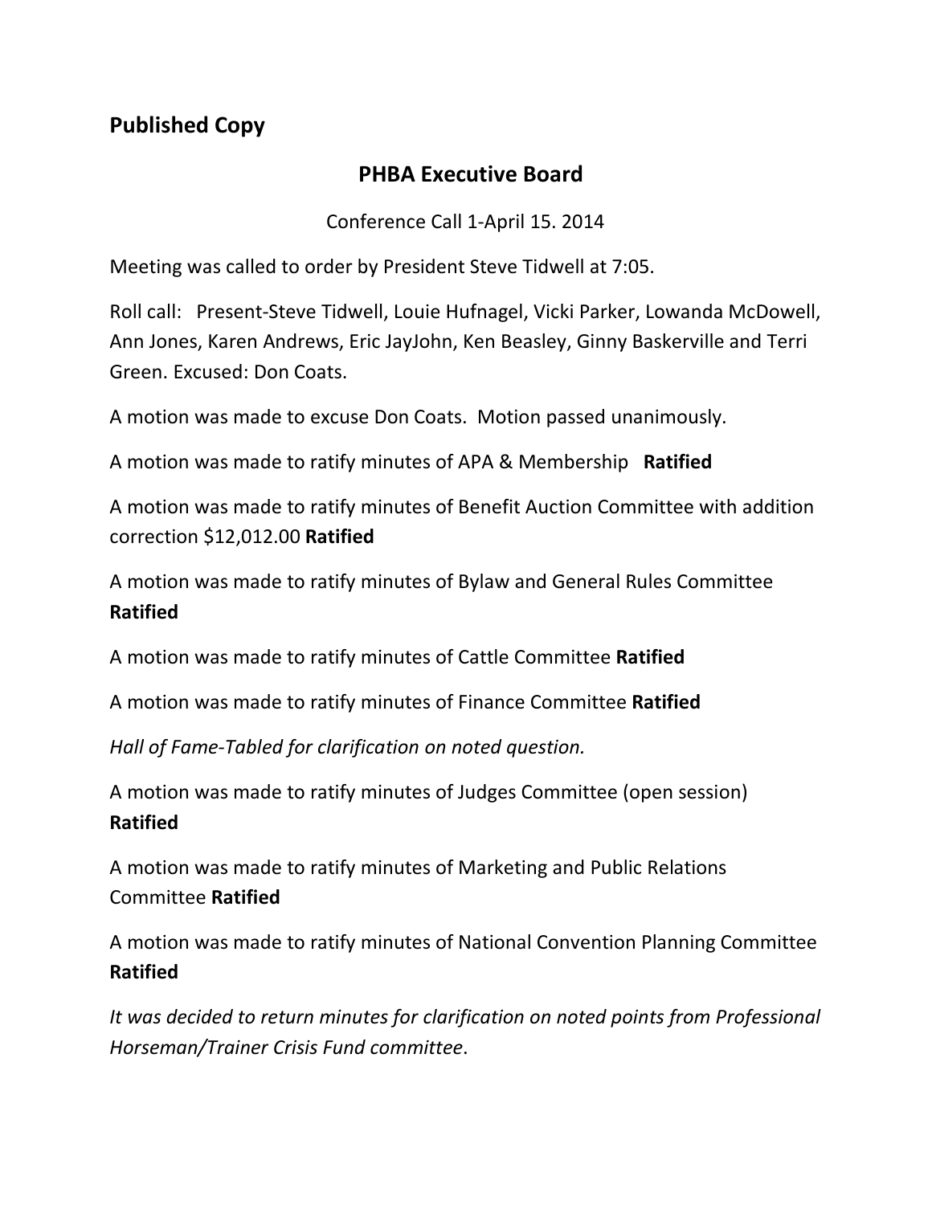**Published Copy**

## PHBA Executive Board

Conference Call 1-April 15. 2014

Meeting was called to order by President Steve Tidwell at 7:05.

Roll call: Present-Steve Tidwell, Louie Hufnagel, Vicki Parker, Lowanda McDowell, Ann Jones, Karen Andrews, Eric JayJohn, Ken Beasley, Ginny Baskerville and Terri Green. Excused: Don Coats.

A motion was made to excuse Don Coats. Motion passed unanimously.

A motion was made to ratify minutes of APA & Membership **Ratified**

A motion was made to ratify minutes of Benefit Auction Committee with addition correction $12,012.00 **Ratified**

A motion was made to ratify minutes of Bylaw and General Rules Committee **Ratified**

A motion was made to ratify minutes of Cattle Committee **Ratified**

A motion was made to ratify minutes of Finance Committee **Ratified**

*Hall of Fame-Tabled for clarification on noted question.*

A motion was made to ratify minutes of Judges Committee (open session) **Ratified**

A motion was made to ratify minutes of Marketing and Public Relations Committee **Ratified**

A motion was made to ratify minutes of National Convention Planning Committee **Ratified**

*It was decided to return minutes for clarification on noted points from Professional Horseman/Trainer Crisis Fund committee*.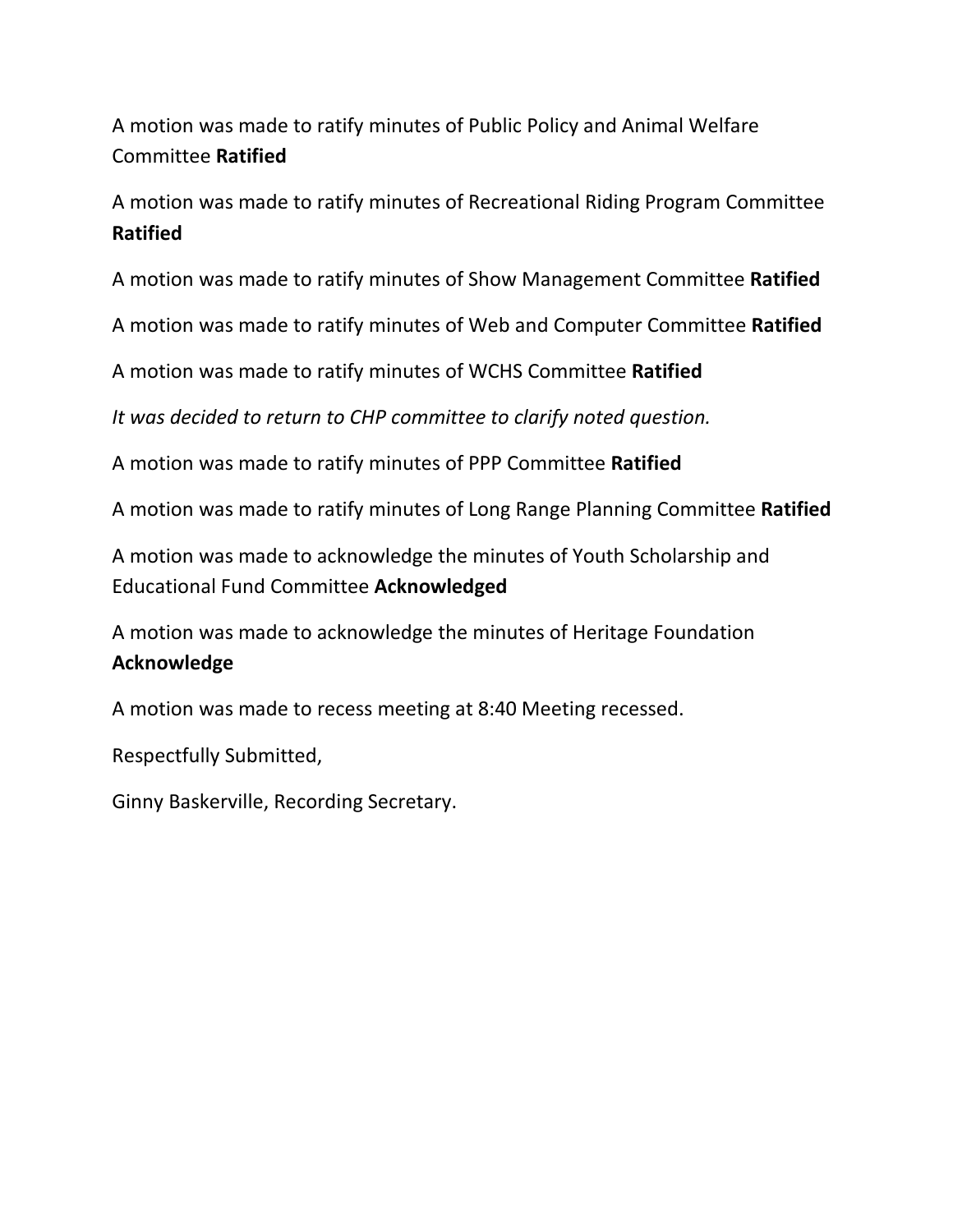A motion was made to ratify minutes of Public Policy and Animal Welfare Committee **Ratified**

A motion was made to ratify minutes of Recreational Riding Program Committee **Ratified**

A motion was made to ratify minutes of Show Management Committee **Ratified**

A motion was made to ratify minutes of Web and Computer Committee **Ratified**

A motion was made to ratify minutes of WCHS Committee **Ratified**

*It was decided to return to CHP committee to clarify noted question.*

A motion was made to ratify minutes of PPP Committee **Ratified**

A motion was made to ratify minutes of Long Range Planning Committee **Ratified**

A motion was made to acknowledge the minutes of Youth Scholarship and Educational Fund Committee **Acknowledged**

A motion was made to acknowledge the minutes of Heritage Foundation **Acknowledge**

A motion was made to recess meeting at 8:40 Meeting recessed.

Respectfully Submitted,

Ginny Baskerville, Recording Secretary.